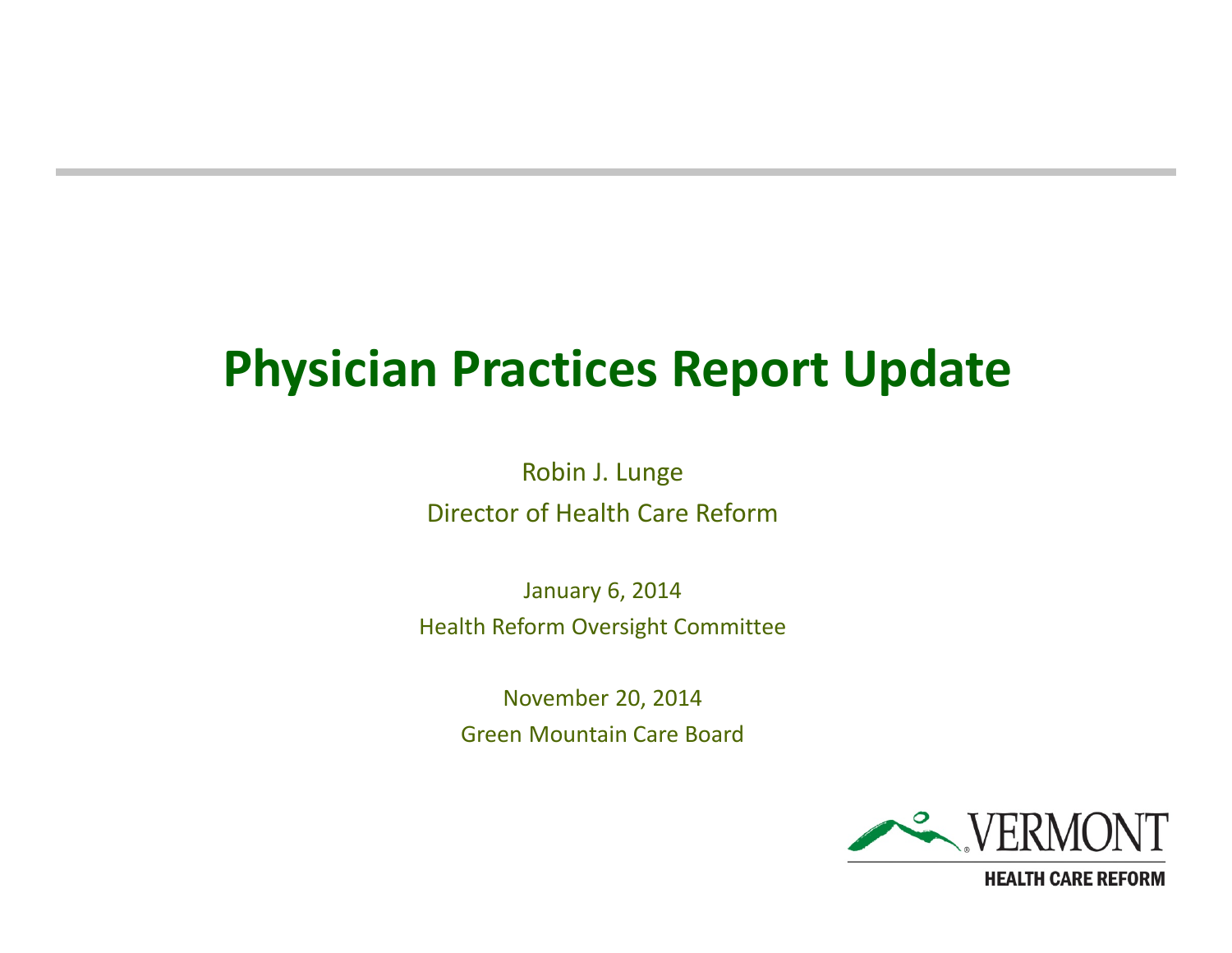# Physician Practices Report Update

Robin J. Lunge

Director of Health Care Reform

January 6, 2014

Health Reform Oversight Committee

November 20, 2014

Green Mountain Care Board

VERMONT

HEALTH CARE REFORM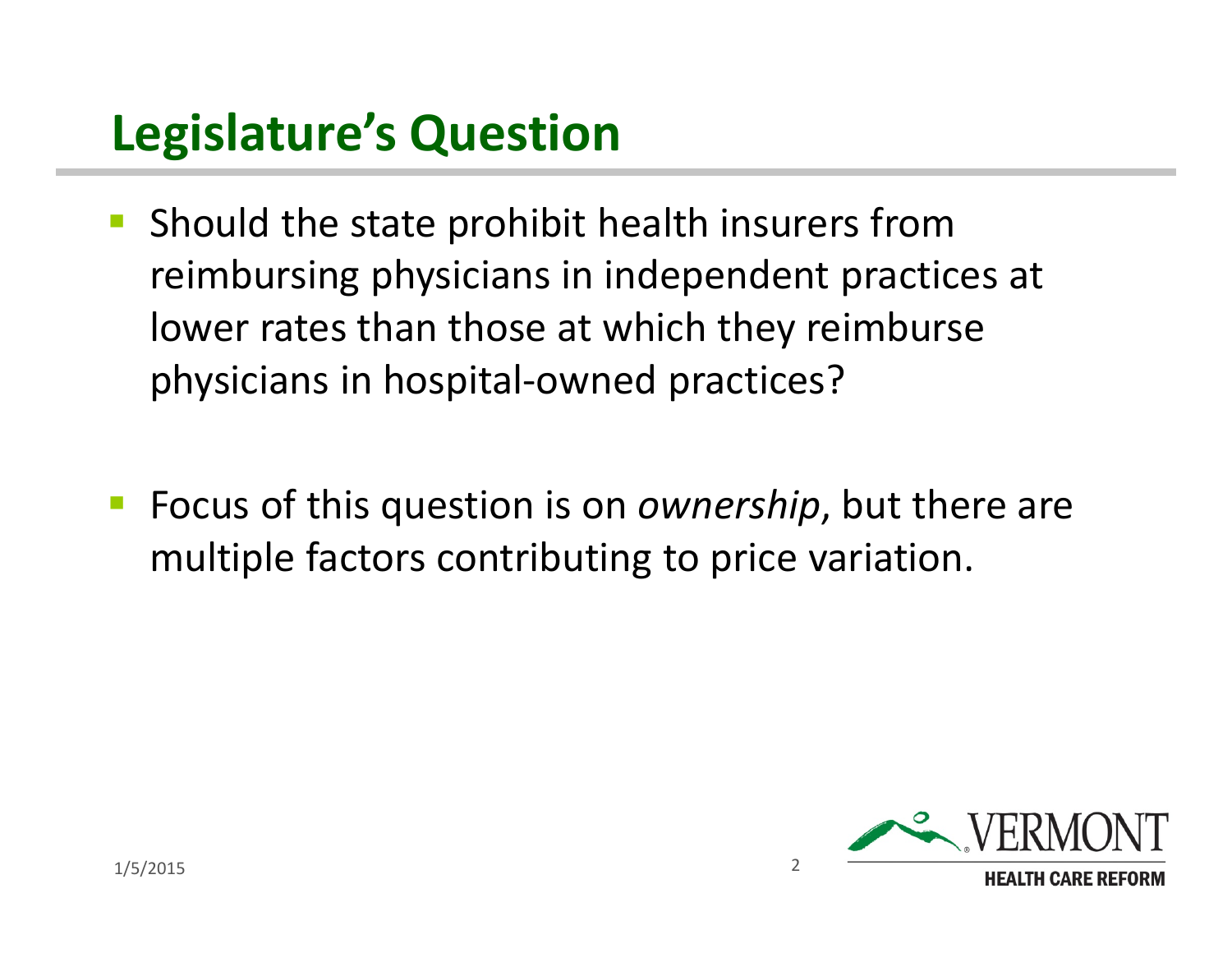# Legislature's Question

- Should the state prohibit health insurers from reimbursing physicians in independent practices at lower rates than those at which they reimburse physicians in hospital-owned practices?

- Focus of this question is on *ownership*, but there are multiple factors contributing to price variation.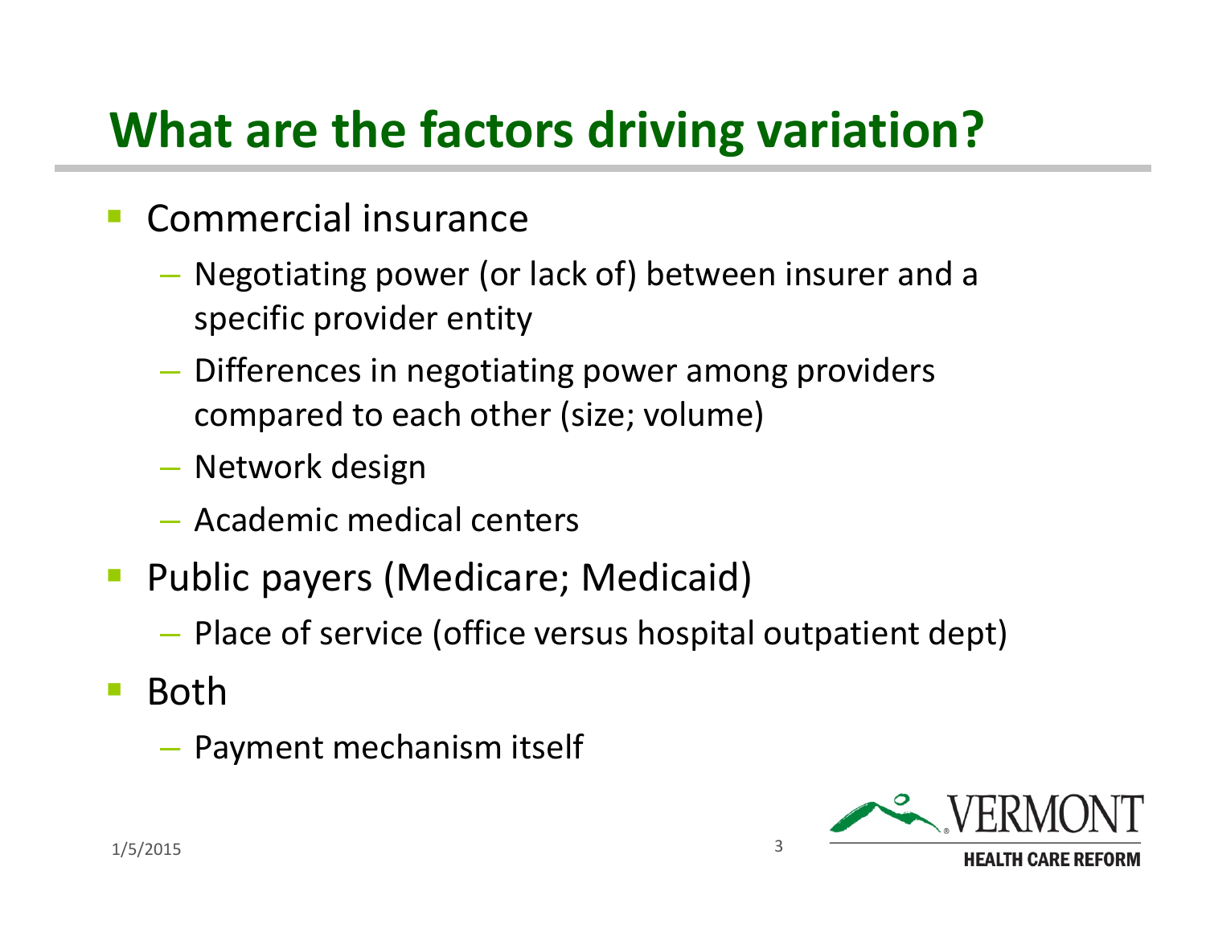# What are the factors driving variation?

- Commercial insurance
  - Negotiating power (or lack of) between insurer and a specific provider entity
  - Differences in negotiating power among providers compared to each other (size; volume)
  - Network design
  - Academic medical centers
- Public payers (Medicare; Medicaid)
  - Place of service (office versus hospital outpatient dept)
- Both
  - Payment mechanism itself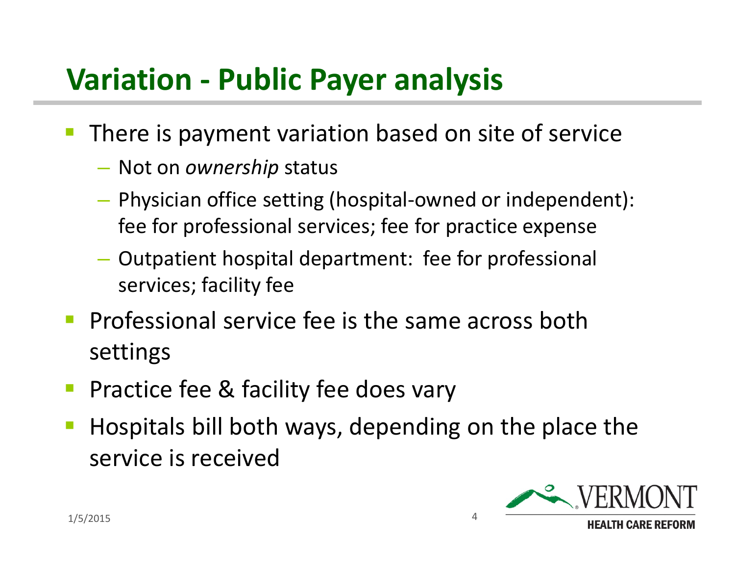# Variation - Public Payer analysis

- There is payment variation based on site of service
  - Not on *ownership* status
  - Physician office setting (hospital-owned or independent): fee for professional services; fee for practice expense
  - Outpatient hospital department: fee for professional services; facility fee
- Professional service fee is the same across both settings
- Practice fee & facility fee does vary
- Hospitals bill both ways, depending on the place the service is received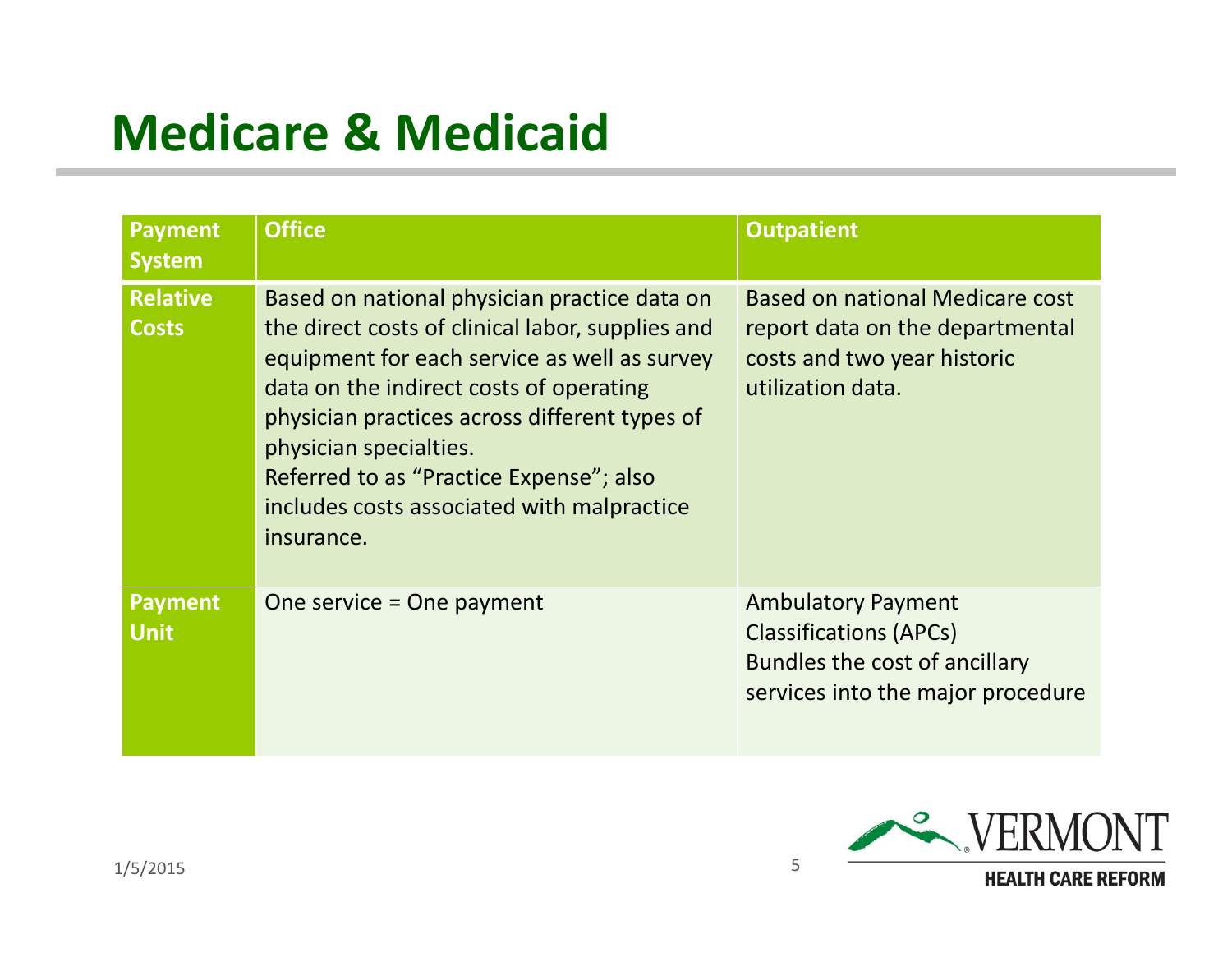# Medicare & Medicaid

| Payment System | Office | Outpatient |
| --- | --- | --- |
| Relative Costs | Based on national physician practice data on the direct costs of clinical labor, supplies and equipment for each service as well as survey data on the indirect costs of operating physician practices across different types of physician specialties.<br>Referred to as "Practice Expense"; also includes costs associated with malpractice insurance. | Based on national Medicare cost report data on the departmental costs and two year historic utilization data. |
| Payment Unit | One service = One payment | Ambulatory Payment Classifications (APCs)<br>Bundles the cost of ancillary services into the major procedure |

1/5/2015

VERMONT HEALTH CARE REFORM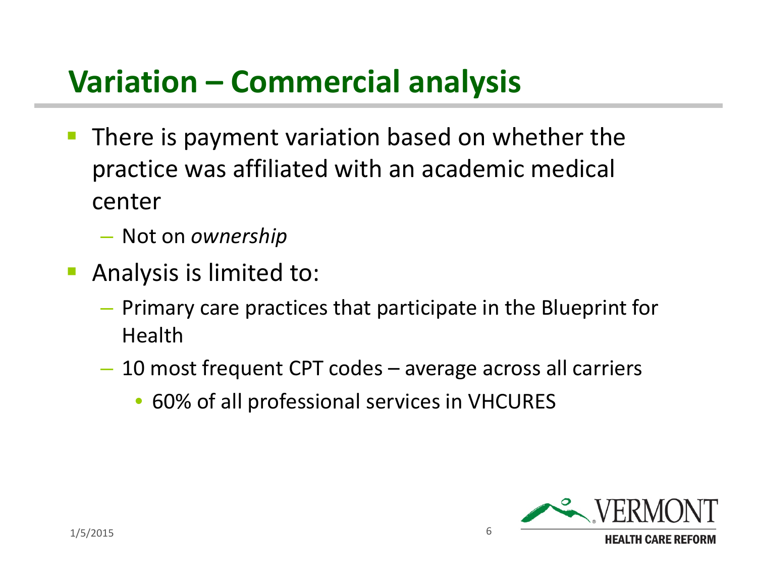# Variation – Commercial analysis

- There is payment variation based on whether the practice was affiliated with an academic medical center
  - Not on *ownership*
- Analysis is limited to:
  - Primary care practices that participate in the Blueprint for Health
  - 10 most frequent CPT codes – average across all carriers
    - 60% of all professional services in VHCURES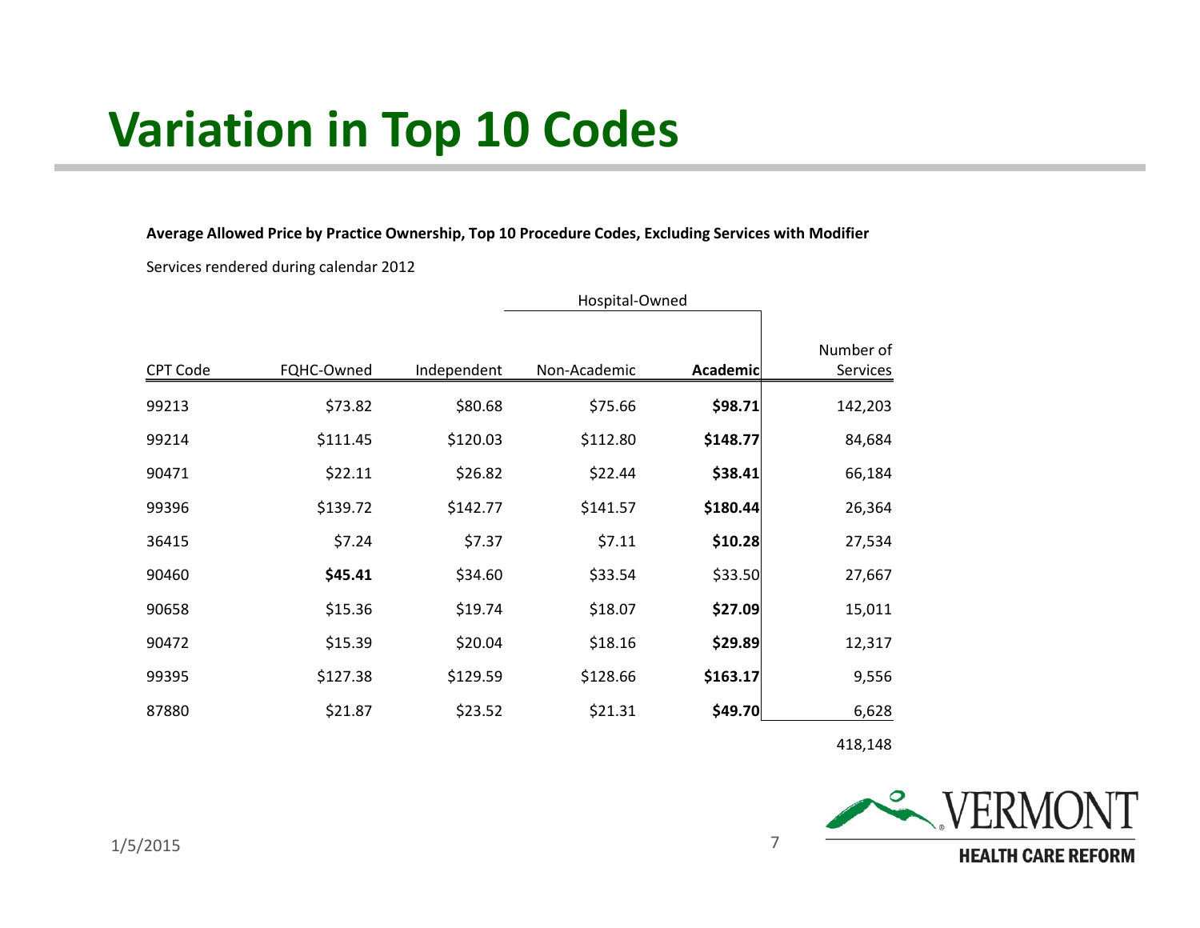# Variation in Top 10 Codes

**Average Allowed Price by Practice Ownership, Top 10 Procedure Codes, Excluding Services with Modifier**

Services rendered during calendar 2012

| | | | Hospital-Owned | | |
|---|---|---|---|---|---|
| CPT Code | FQHC-Owned | Independent | Non-Academic | **Academic** | Number of Services |
| 99213 | $73.82 | $80.68 | $75.66 | **$98.71** | 142,203 |
| 99214 | $111.45 | $120.03 | $112.80 | **$148.77** | 84,684 |
| 90471 | $22.11 | $26.82 | $22.44 | **$38.41** | 66,184 |
| 99396 | $139.72 | $142.77 | $141.57 | **$180.44** | 26,364 |
| 36415 | $7.24 | $7.37 | $7.11 | **$10.28** | 27,534 |
| 90460 | **$45.41** | $34.60 | $33.54 | $33.50 | 27,667 |
| 90658 | $15.36 | $19.74 | $18.07 | **$27.09** | 15,011 |
| 90472 | $15.39 | $20.04 | $18.16 | **$29.89** | 12,317 |
| 99395 | $127.38 | $129.59 | $128.66 | **$163.17** | 9,556 |
| 87880 | $21.87 | $23.52 | $21.31 | **$49.70** | 6,628 |
| | | | | | 418,148 |

1/5/2015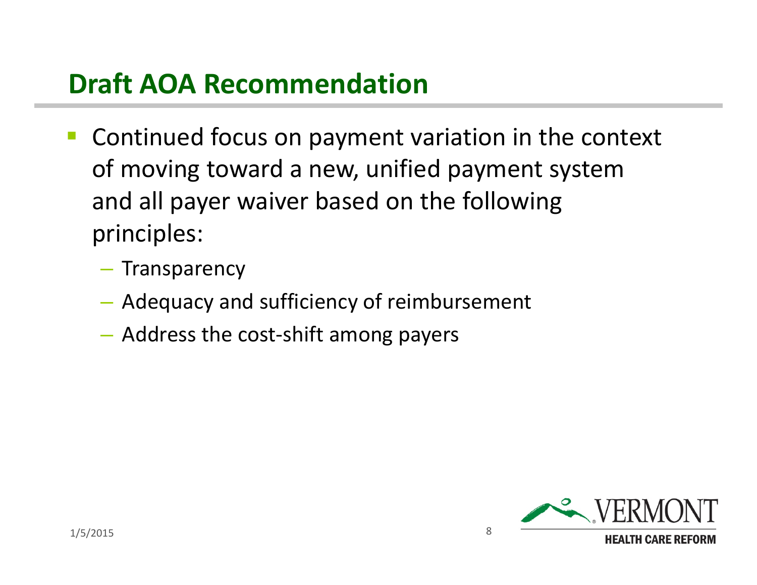## Draft AOA Recommendation

- Continued focus on payment variation in the context of moving toward a new, unified payment system and all payer waiver based on the following principles:
  - Transparency
  - Adequacy and sufficiency of reimbursement
  - Address the cost-shift among payers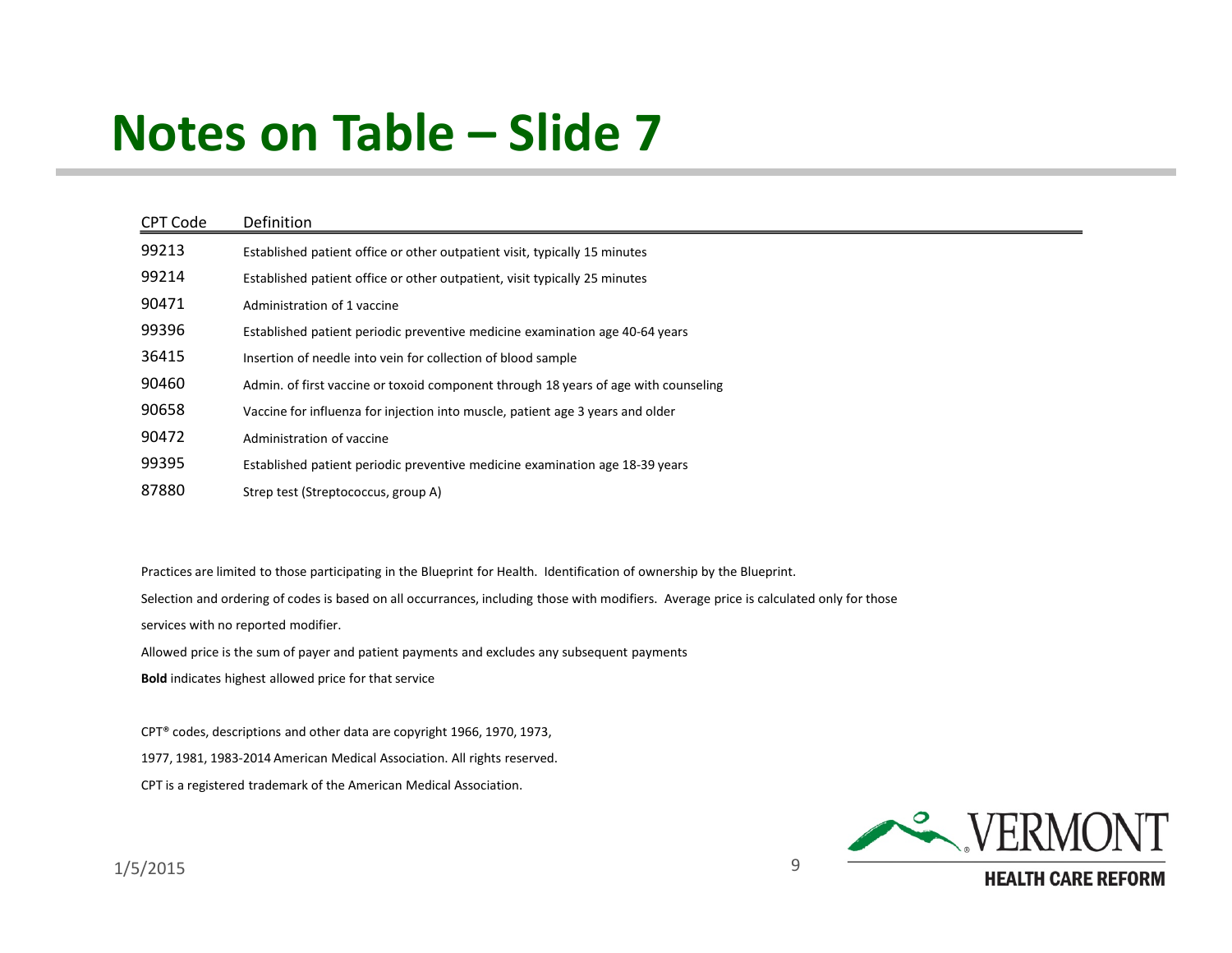# Notes on Table – Slide 7

| CPT Code | Definition |
|---|---|
| 99213 | Established patient office or other outpatient visit, typically 15 minutes |
| 99214 | Established patient office or other outpatient, visit typically 25 minutes |
| 90471 | Administration of 1 vaccine |
| 99396 | Established patient periodic preventive medicine examination age 40-64 years |
| 36415 | Insertion of needle into vein for collection of blood sample |
| 90460 | Admin. of first vaccine or toxoid component through 18 years of age with counseling |
| 90658 | Vaccine for influenza for injection into muscle, patient age 3 years and older |
| 90472 | Administration of vaccine |
| 99395 | Established patient periodic preventive medicine examination age 18-39 years |
| 87880 | Strep test (Streptococcus, group A) |

Practices are limited to those participating in the Blueprint for Health. Identification of ownership by the Blueprint.

Selection and ordering of codes is based on all occurrances, including those with modifiers. Average price is calculated only for those services with no reported modifier.

Allowed price is the sum of payer and patient payments and excludes any subsequent payments

**Bold** indicates highest allowed price for that service

CPT® codes, descriptions and other data are copyright 1966, 1970, 1973, 1977, 1981, 1983-2014 American Medical Association. All rights reserved.

CPT is a registered trademark of the American Medical Association.

1/5/2015

VERMONT HEALTH CARE REFORM